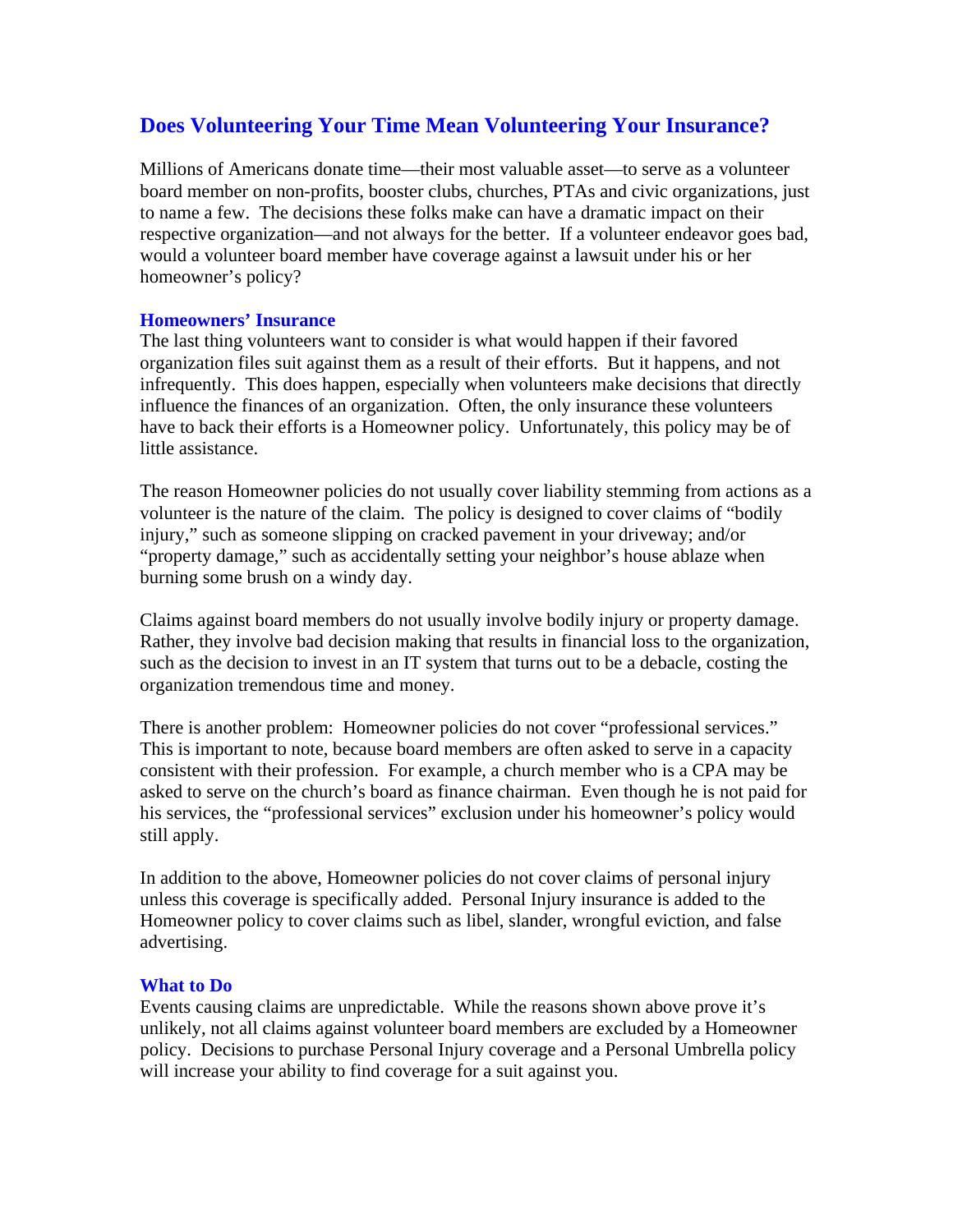# Does Volunteering Your Time Mean Volunteering Your Insurance?

Millions of Americans donate time—their most valuable asset—to serve as a volunteer board member on non-profits, booster clubs, churches, PTAs and civic organizations, just to name a few. The decisions these folks make can have a dramatic impact on their respective organization—and not always for the better. If a volunteer endeavor goes bad, would a volunteer board member have coverage against a lawsuit under his or her homeowner's policy?

## Homeowners' Insurance

The last thing volunteers want to consider is what would happen if their favored organization files suit against them as a result of their efforts. But it happens, and not infrequently. This does happen, especially when volunteers make decisions that directly influence the finances of an organization. Often, the only insurance these volunteers have to back their efforts is a Homeowner policy. Unfortunately, this policy may be of little assistance.

The reason Homeowner policies do not usually cover liability stemming from actions as a volunteer is the nature of the claim. The policy is designed to cover claims of "bodily injury," such as someone slipping on cracked pavement in your driveway; and/or "property damage," such as accidentally setting your neighbor's house ablaze when burning some brush on a windy day.

Claims against board members do not usually involve bodily injury or property damage. Rather, they involve bad decision making that results in financial loss to the organization, such as the decision to invest in an IT system that turns out to be a debacle, costing the organization tremendous time and money.

There is another problem: Homeowner policies do not cover "professional services." This is important to note, because board members are often asked to serve in a capacity consistent with their profession. For example, a church member who is a CPA may be asked to serve on the church's board as finance chairman. Even though he is not paid for his services, the "professional services" exclusion under his homeowner's policy would still apply.

In addition to the above, Homeowner policies do not cover claims of personal injury unless this coverage is specifically added. Personal Injury insurance is added to the Homeowner policy to cover claims such as libel, slander, wrongful eviction, and false advertising.

## What to Do

Events causing claims are unpredictable. While the reasons shown above prove it's unlikely, not all claims against volunteer board members are excluded by a Homeowner policy. Decisions to purchase Personal Injury coverage and a Personal Umbrella policy will increase your ability to find coverage for a suit against you.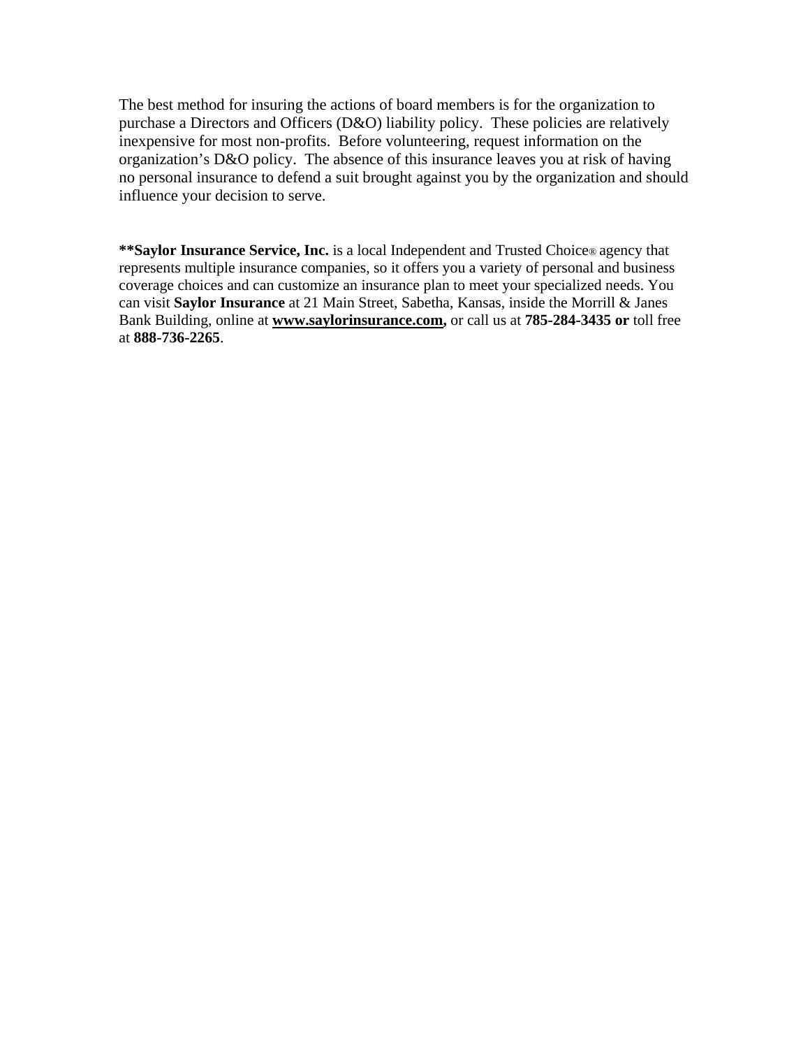The best method for insuring the actions of board members is for the organization to purchase a Directors and Officers (D&O) liability policy. These policies are relatively inexpensive for most non-profits. Before volunteering, request information on the organization's D&O policy. The absence of this insurance leaves you at risk of having no personal insurance to defend a suit brought against you by the organization and should influence your decision to serve.

****Saylor Insurance Service, Inc.** is a local Independent and Trusted Choice® agency that represents multiple insurance companies, so it offers you a variety of personal and business coverage choices and can customize an insurance plan to meet your specialized needs. You can visit **Saylor Insurance** at 21 Main Street, Sabetha, Kansas, inside the Morrill & Janes Bank Building, online at **www.saylorinsurance.com,** or call us at **785-284-3435 or** toll free at **888-736-2265**.